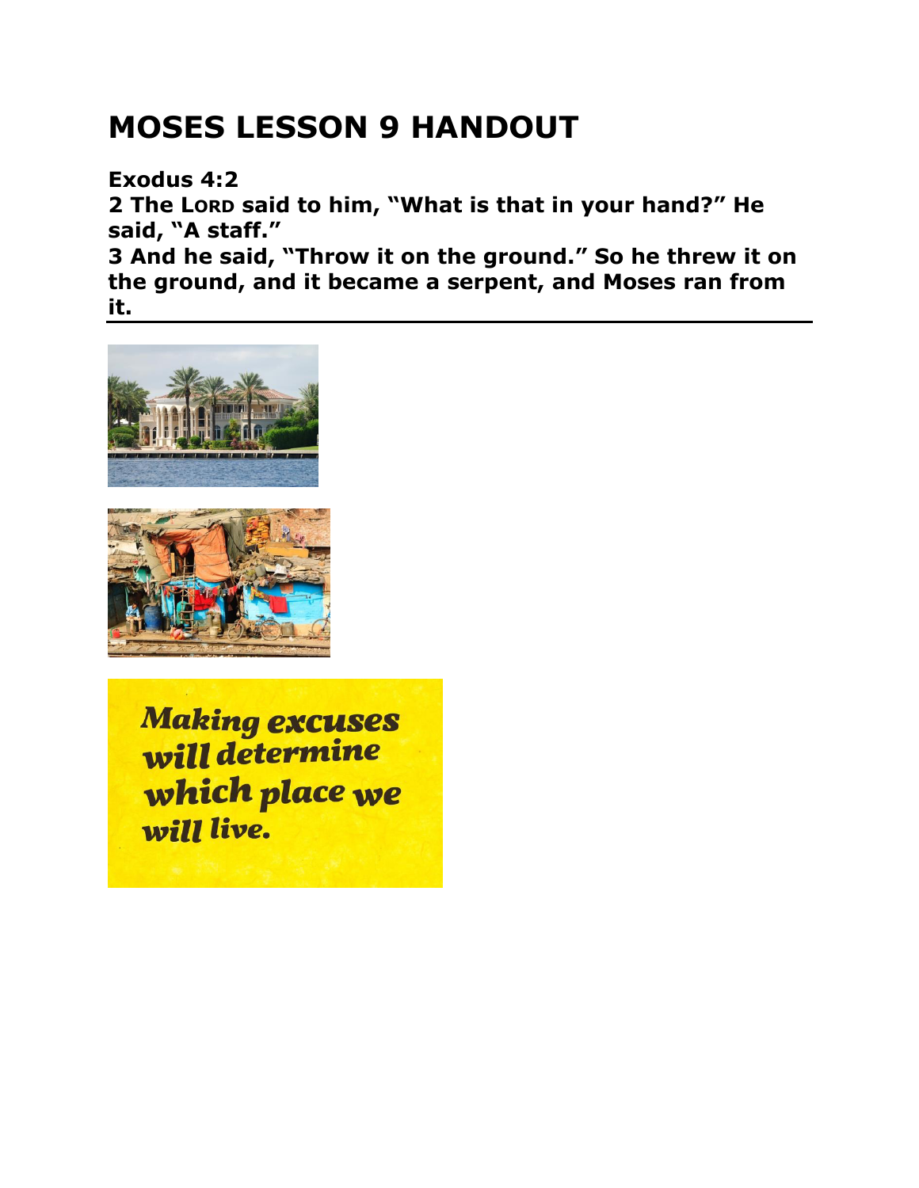# MOSES LESSON 9 HANDOUT

**Exodus 4:2**

**2 The LORD said to him, "What is that in your hand?" He said, "A staff."**

**3 And he said, "Throw it on the ground." So he threw it on the ground, and it became a serpent, and Moses ran from it.**

---

*Making excuses will determine which place we will live.*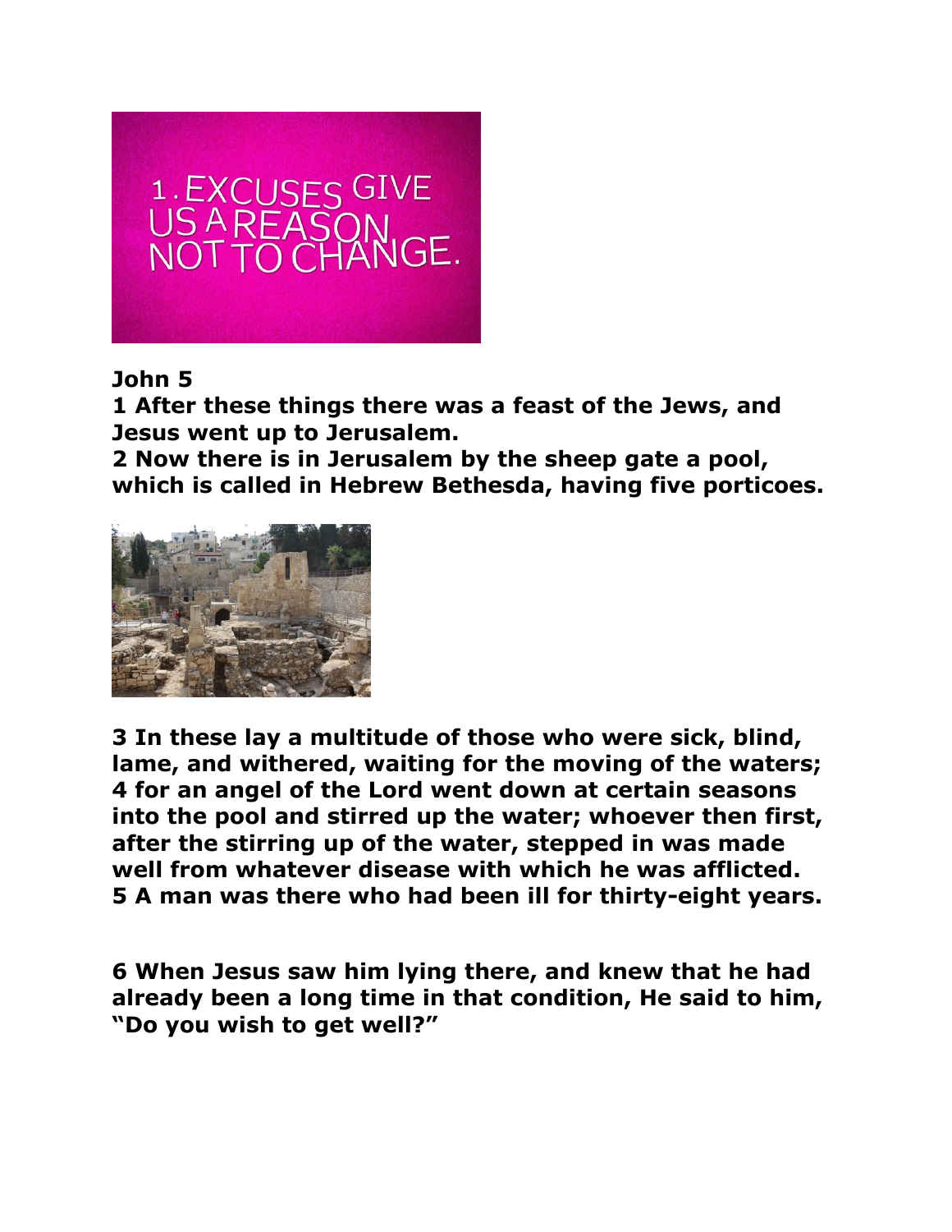1. EXCUSES GIVE US A REASON NOT TO CHANGE.

**John 5**

**1 After these things there was a feast of the Jews, and Jesus went up to Jerusalem.**

**2 Now there is in Jerusalem by the sheep gate a pool, which is called in Hebrew Bethesda, having five porticoes.**

**3 In these lay a multitude of those who were sick, blind, lame, and withered, waiting for the moving of the waters;**

**4 for an angel of the Lord went down at certain seasons into the pool and stirred up the water; whoever then first, after the stirring up of the water, stepped in was made well from whatever disease with which he was afflicted.**

**5 A man was there who had been ill for thirty-eight years.**

**6 When Jesus saw him lying there, and knew that he had already been a long time in that condition, He said to him, "Do you wish to get well?"**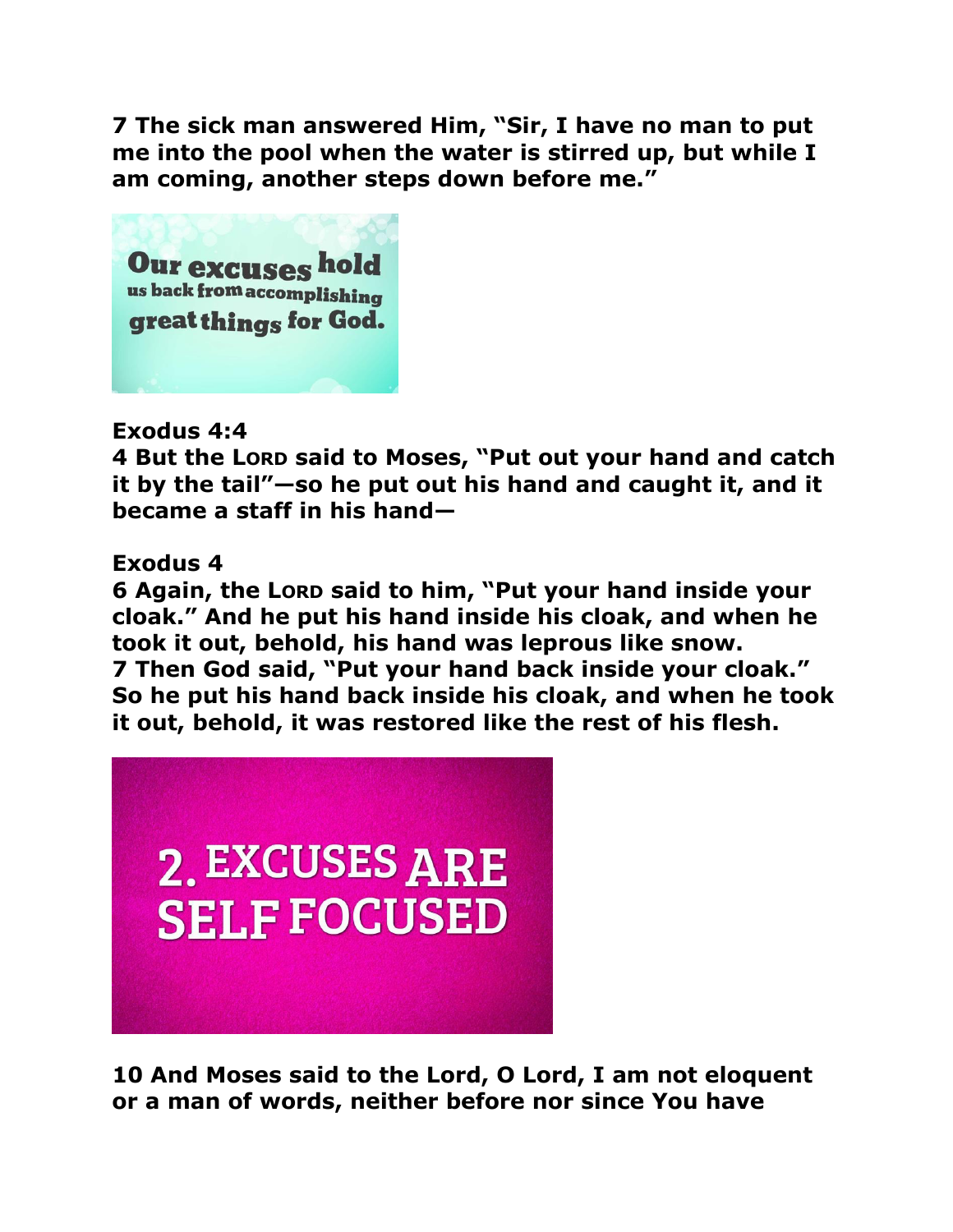**7 The sick man answered Him, "Sir, I have no man to put me into the pool when the water is stirred up, but while I am coming, another steps down before me."**

Our excuses hold us back from accomplishing great things for God.

**Exodus 4:4**
**4 But the LORD said to Moses, "Put out your hand and catch it by the tail"—so he put out his hand and caught it, and it became a staff in his hand—**

**Exodus 4**
**6 Again, the LORD said to him, "Put your hand inside your cloak." And he put his hand inside his cloak, and when he took it out, behold, his hand was leprous like snow.**
**7 Then God said, "Put your hand back inside your cloak." So he put his hand back inside his cloak, and when he took it out, behold, it was restored like the rest of his flesh.**

2. EXCUSES ARE SELF FOCUSED

**10 And Moses said to the Lord, O Lord, I am not eloquent or a man of words, neither before nor since You have**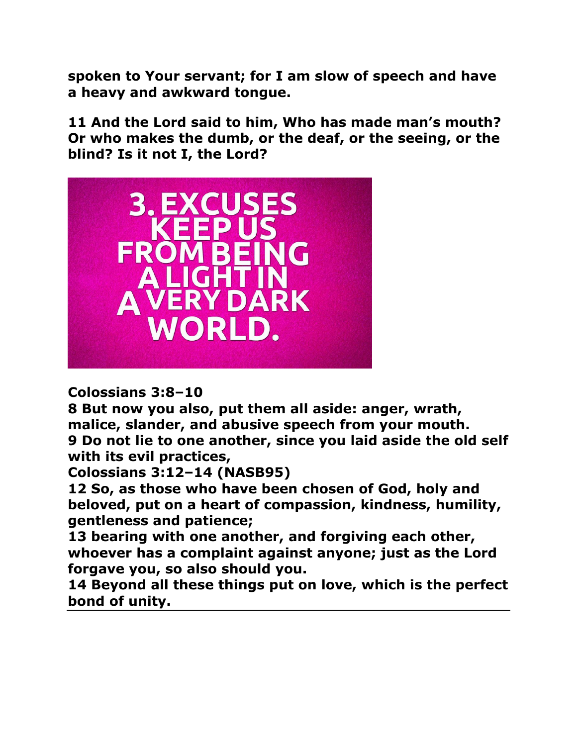**spoken to Your servant; for I am slow of speech and have a heavy and awkward tongue.**

**11 And the Lord said to him, Who has made man's mouth? Or who makes the dumb, or the deaf, or the seeing, or the blind? Is it not I, the Lord?**

**3. EXCUSES KEEP US FROM BEING A LIGHT IN A VERY DARK WORLD.**

**Colossians 3:8–10**
**8 But now you also, put them all aside: anger, wrath, malice, slander, and abusive speech from your mouth.**
**9 Do not lie to one another, since you laid aside the old self with its evil practices,**
**Colossians 3:12–14 (NASB95)**
**12 So, as those who have been chosen of God, holy and beloved, put on a heart of compassion, kindness, humility, gentleness and patience;**
**13 bearing with one another, and forgiving each other, whoever has a complaint against anyone; just as the Lord forgave you, so also should you.**
**14 Beyond all these things put on love, which is the perfect bond of unity.**

---